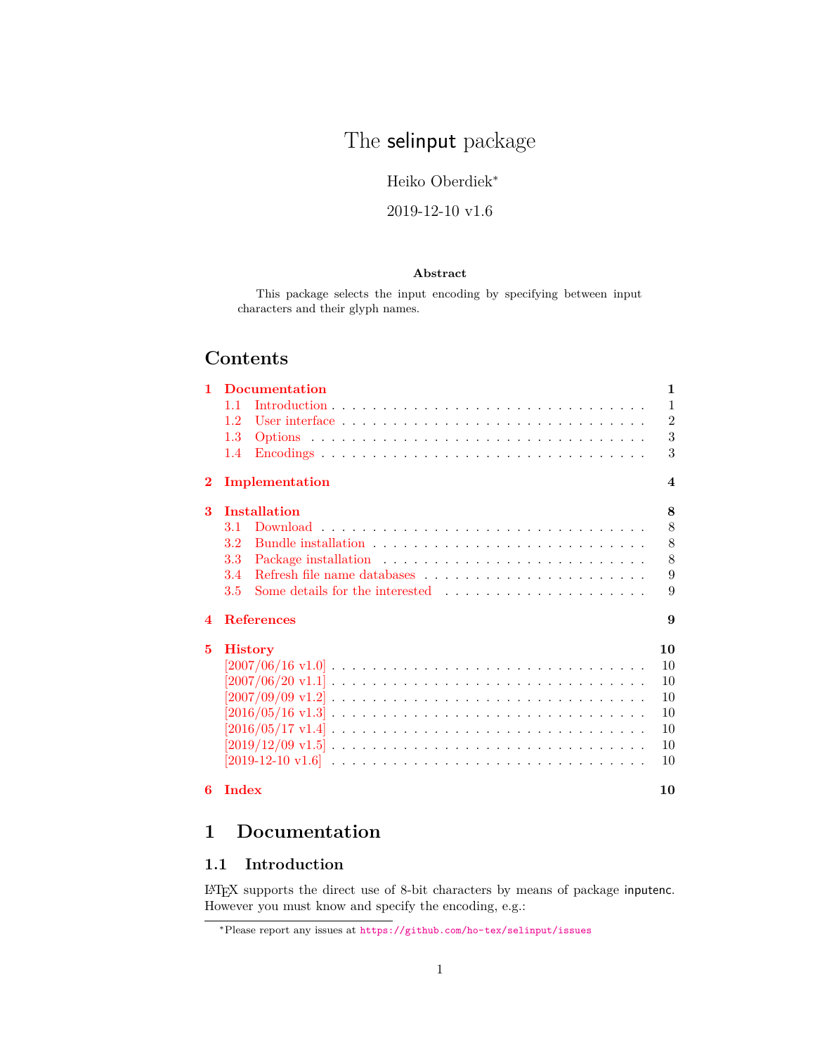# The selinput package

Heiko Oberdiek[*]

2019-12-10 v1.6

### Abstract

This package selects the input encoding by specifying between input characters and their glyph names.

## Contents

- 1 Documentation 1
  - 1.1 Introduction 1
  - 1.2 User interface 2
  - 1.3 Options 3
  - 1.4 Encodings 3
- 2 Implementation 4
- 3 Installation 8
  - 3.1 Download 8
  - 3.2 Bundle installation 8
  - 3.3 Package installation 8
  - 3.4 Refresh file name databases 9
  - 3.5 Some details for the interested 9
- 4 References 9
- 5 History 10
  - [2007/06/16 v1.0] 10
  - [2007/06/20 v1.1] 10
  - [2007/09/09 v1.2] 10
  - [2016/05/16 v1.3] 10
  - [2016/05/17 v1.4] 10
  - [2019/12/09 v1.5] 10
  - [2019-12-10 v1.6] 10
- 6 Index 10

## 1 Documentation

### 1.1 Introduction

LaTeX supports the direct use of 8-bit characters by means of package inputenc. However you must know and specify the encoding, e.g.:

[*]Please report any issues at https://github.com/ho-tex/selinput/issues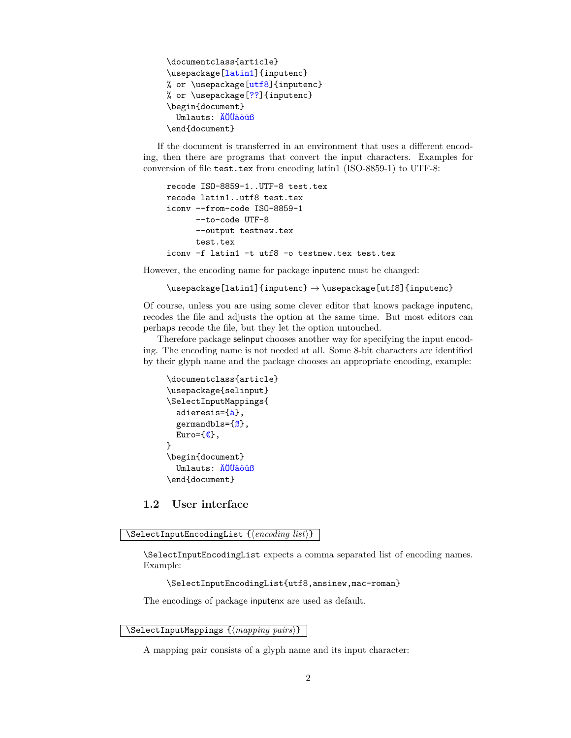```
\documentclass{article}
\usepackage[latin1]{inputenc}
% or \usepackage[utf8]{inputenc}
% or \usepackage[??]{inputenc}
\begin{document}
  Umlauts: ÄÖÜäöüß
\end{document}
```

If the document is transferred in an environment that uses a different encoding, then there are programs that convert the input characters. Examples for conversion of file `test.tex` from encoding latin1 (ISO-8859-1) to UTF-8:

```
recode ISO-8859-1..UTF-8 test.tex
recode latin1..utf8 test.tex
iconv --from-code ISO-8859-1
      --to-code UTF-8
      --output testnew.tex
      test.tex
iconv -f latin1 -t utf8 -o testnew.tex test.tex
```

However, the encoding name for package inputenc must be changed:

`\usepackage[latin1]{inputenc}` → `\usepackage[utf8]{inputenc}`

Of course, unless you are using some clever editor that knows package inputenc, recodes the file and adjusts the option at the same time. But most editors can perhaps recode the file, but they let the option untouched.

Therefore package selinput chooses another way for specifying the input encoding. The encoding name is not needed at all. Some 8-bit characters are identified by their glyph name and the package chooses an appropriate encoding, example:

```
\documentclass{article}
\usepackage{selinput}
\SelectInputMappings{
  adieresis={ä},
  germandbls={ß},
  Euro={€},
}
\begin{document}
  Umlauts: ÄÖÜäöüß
\end{document}
```

## 1.2 User interface

`\SelectInputEncodingList {⟨encoding list⟩}`

`\SelectInputEncodingList` expects a comma separated list of encoding names. Example:

```
\SelectInputEncodingList{utf8,ansinew,mac-roman}
```

The encodings of package inputenx are used as default.

`\SelectInputMappings {⟨mapping pairs⟩}`

A mapping pair consists of a glyph name and its input character: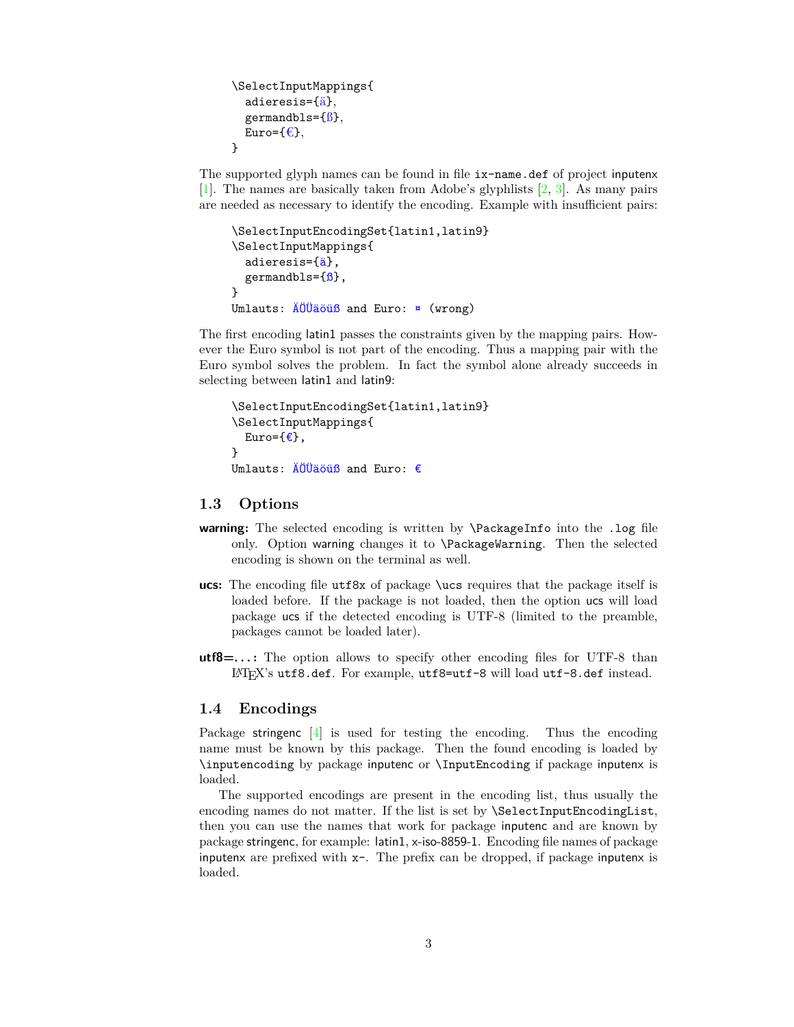```
\SelectInputMappings{
  adieresis={ä},
  germandbls={ß},
  Euro={€},
}
```

The supported glyph names can be found in file `ix-name.def` of project inputenx [1]. The names are basically taken from Adobe's glyphlists [2, 3]. As many pairs are needed as necessary to identify the encoding. Example with insufficient pairs:

```
\SelectInputEncodingSet{latin1,latin9}
\SelectInputMappings{
  adieresis={ä},
  germandbls={ß},
}
Umlauts: ÄÖÜäöüß and Euro: ¤ (wrong)
```

The first encoding latin1 passes the constraints given by the mapping pairs. However the Euro symbol is not part of the encoding. Thus a mapping pair with the Euro symbol solves the problem. In fact the symbol alone already succeeds in selecting between latin1 and latin9:

```
\SelectInputEncodingSet{latin1,latin9}
\SelectInputMappings{
  Euro={€},
}
Umlauts: ÄÖÜäöüß and Euro: €
```

### 1.3 Options

**warning:** The selected encoding is written by `\PackageInfo` into the `.log` file only. Option warning changes it to `\PackageWarning`. Then the selected encoding is shown on the terminal as well.

**ucs:** The encoding file `utf8x` of package `\ucs` requires that the package itself is loaded before. If the package is not loaded, then the option ucs will load package ucs if the detected encoding is UTF-8 (limited to the preamble, packages cannot be loaded later).

**utf8=...:** The option allows to specify other encoding files for UTF-8 than LaTeX's `utf8.def`. For example, `utf8=utf-8` will load `utf-8.def` instead.

### 1.4 Encodings

Package stringenc [4] is used for testing the encoding. Thus the encoding name must be known by this package. Then the found encoding is loaded by `\inputencoding` by package inputenc or `\InputEncoding` if package inputenx is loaded.

The supported encodings are present in the encoding list, thus usually the encoding names do not matter. If the list is set by `\SelectInputEncodingList`, then you can use the names that work for package inputenc and are known by package stringenc, for example: latin1, x-iso-8859-1. Encoding file names of package inputenx are prefixed with `x-`. The prefix can be dropped, if package inputenx is loaded.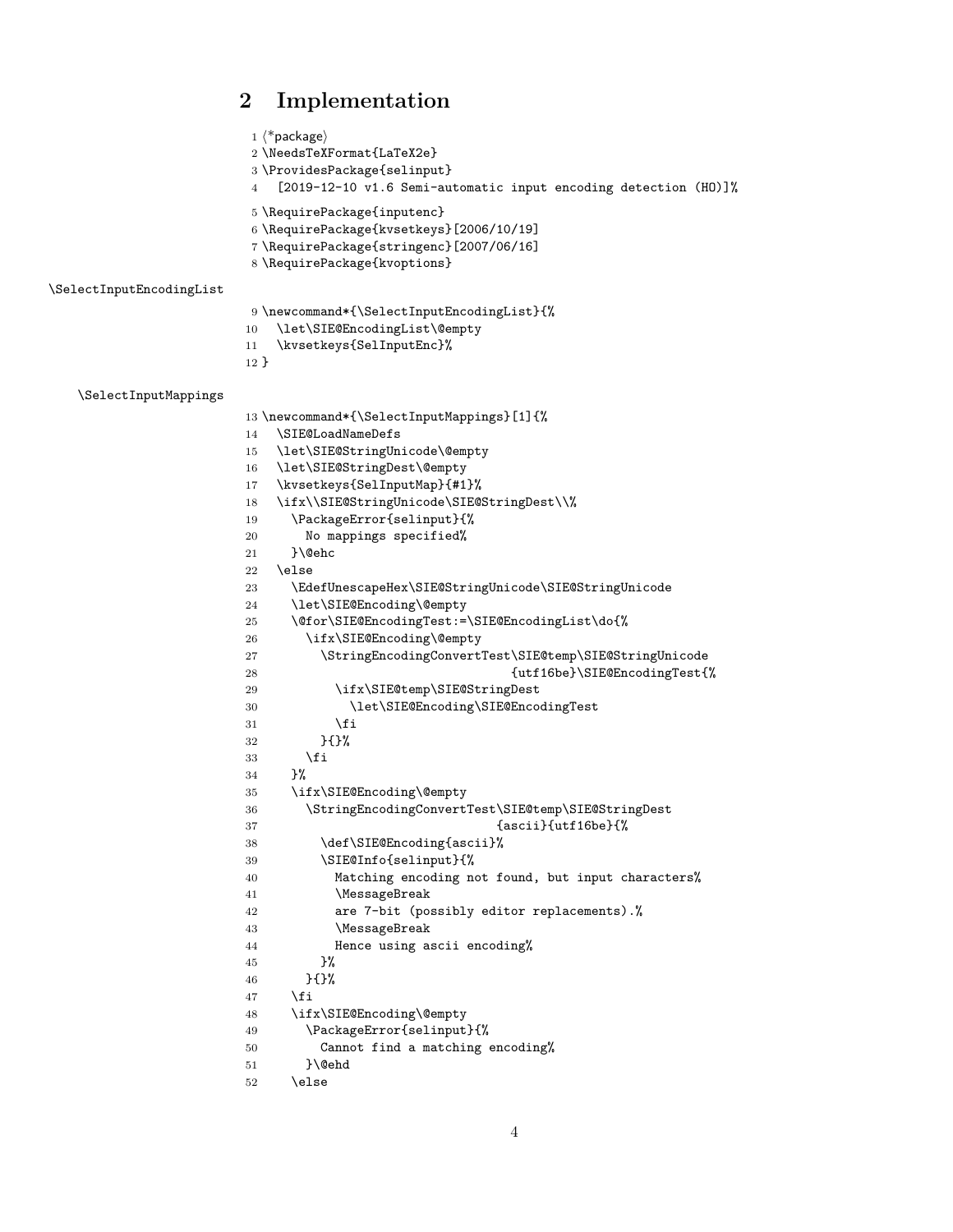## 2 Implementation

```
1 <*package>
2 \NeedsTeXFormat{LaTeX2e}
3 \ProvidesPackage{selinput}
4   [2019-12-10 v1.6 Semi-automatic input encoding detection (HO)]%
5 \RequirePackage{inputenc}
6 \RequirePackage{kvsetkeys}[2006/10/19]
7 \RequirePackage{stringenc}[2007/06/16]
8 \RequirePackage{kvoptions}
```

\SelectInputEncodingList

```
9 \newcommand*{\SelectInputEncodingList}{%
10   \let\SIE@EncodingList\@empty
11   \kvsetkeys{SelInputEnc}%
12 }
```

\SelectInputMappings

```
13 \newcommand*{\SelectInputMappings}[1]{%
14   \SIE@LoadNameDefs
15   \let\SIE@StringUnicode\@empty
16   \let\SIE@StringDest\@empty
17   \kvsetkeys{SelInputMap}{#1}%
18   \ifx\\SIE@StringUnicode\SIE@StringDest\\%
19     \PackageError{selinput}{%
20       No mappings specified%
21     }\@ehc
22   \else
23     \EdefUnescapeHex\SIE@StringUnicode\SIE@StringUnicode
24     \let\SIE@Encoding\@empty
25     \@for\SIE@EncodingTest:=\SIE@EncodingList\do{%
26       \ifx\SIE@Encoding\@empty
27         \StringEncodingConvertTest\SIE@temp\SIE@StringUnicode
28                                   {utf16be}\SIE@EncodingTest{%
29           \ifx\SIE@temp\SIE@StringDest
30             \let\SIE@Encoding\SIE@EncodingTest
31           \fi
32         }{}%
33       \fi
34     }%
35     \ifx\SIE@Encoding\@empty
36       \StringEncodingConvertTest\SIE@temp\SIE@StringDest
37                                 {ascii}{utf16be}{%
38         \def\SIE@Encoding{ascii}%
39         \SIE@Info{selinput}{%
40           Matching encoding not found, but input characters%
41           \MessageBreak
42           are 7-bit (possibly editor replacements).%
43           \MessageBreak
44           Hence using ascii encoding%
45         }%
46       }{}%
47     \fi
48     \ifx\SIE@Encoding\@empty
49       \PackageError{selinput}{%
50         Cannot find a matching encoding%
51       }\@ehd
52     \else
```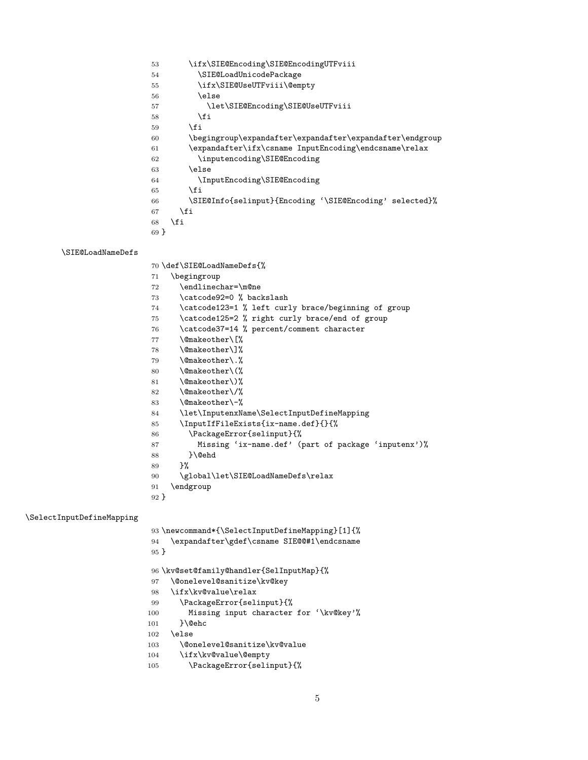```
53       \ifx\SIE@Encoding\SIE@EncodingUTFviii
54         \SIE@LoadUnicodePackage
55         \ifx\SIE@UseUTFviii\@empty
56         \else
57           \let\SIE@Encoding\SIE@UseUTFviii
58         \fi
59       \fi
60       \begingroup\expandafter\expandafter\expandafter\endgroup
61       \expandafter\ifx\csname InputEncoding\endcsname\relax
62         \inputencoding\SIE@Encoding
63       \else
64         \InputEncoding\SIE@Encoding
65       \fi
66       \SIE@Info{selinput}{Encoding `\SIE@Encoding' selected}%
67     \fi
68   \fi
69 }
```

\SIE@LoadNameDefs

```
70 \def\SIE@LoadNameDefs{%
71   \begingroup
72     \endlinechar=\m@ne
73     \catcode92=0 % backslash
74     \catcode123=1 % left curly brace/beginning of group
75     \catcode125=2 % right curly brace/end of group
76     \catcode37=14 % percent/comment character
77     \@makeother\[%
78     \@makeother\]%
79     \@makeother\.%
80     \@makeother\(%
81     \@makeother\)%
82     \@makeother\/%
83     \@makeother\-%
84     \let\InputenxName\SelectInputDefineMapping
85     \InputIfFileExists{ix-name.def}{}{%
86       \PackageError{selinput}{%
87         Missing `ix-name.def' (part of package `inputenx')%
88       }\@ehd
89     }%
90     \global\let\SIE@LoadNameDefs\relax
91   \endgroup
92 }
```

\SelectInputDefineMapping

```
93 \newcommand*{\SelectInputDefineMapping}[1]{%
94   \expandafter\gdef\csname SIE@@#1\endcsname
95 }
96 \kv@set@family@handler{SelInputMap}{%
97   \@onelevel@sanitize\kv@key
98   \ifx\kv@value\relax
99     \PackageError{selinput}{%
100      Missing input character for `\kv@key'%
101    }\@ehc
102  \else
103    \@onelevel@sanitize\kv@value
104    \ifx\kv@value\@empty
105      \PackageError{selinput}{%
```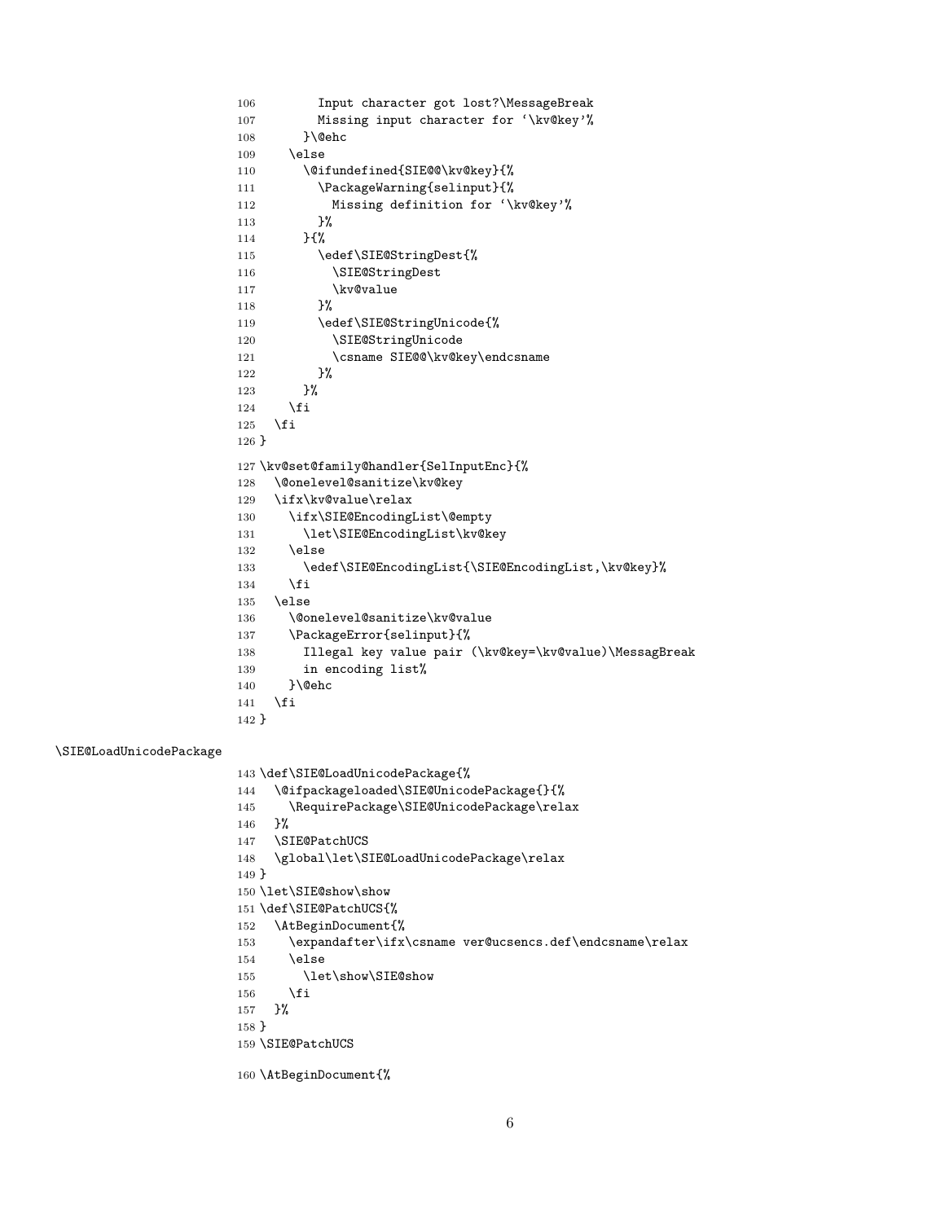```
106         Input character got lost?\MessageBreak
107         Missing input character for `\kv@key'%
108       }\@ehc
109     \else
110       \@ifundefined{SIE@@\kv@key}{%
111         \PackageWarning{selinput}{%
112           Missing definition for `\kv@key'%
113         }%
114       }{%
115         \edef\SIE@StringDest{%
116           \SIE@StringDest
117           \kv@value
118         }%
119         \edef\SIE@StringUnicode{%
120           \SIE@StringUnicode
121           \csname SIE@@\kv@key\endcsname
122         }%
123       }%
124     \fi
125   \fi
126 }
127 \kv@set@family@handler{SelInputEnc}{%
128   \@onelevel@sanitize\kv@key
129   \ifx\kv@value\relax
130     \ifx\SIE@EncodingList\@empty
131       \let\SIE@EncodingList\kv@key
132     \else
133       \edef\SIE@EncodingList{\SIE@EncodingList,\kv@key}%
134     \fi
135   \else
136     \@onelevel@sanitize\kv@value
137     \PackageError{selinput}{%
138       Illegal key value pair (\kv@key=\kv@value)\MessagBreak
139       in encoding list%
140     }\@ehc
141   \fi
142 }
```

\SIE@LoadUnicodePackage

```
143 \def\SIE@LoadUnicodePackage{%
144   \@ifpackageloaded\SIE@UnicodePackage{}{%
145     \RequirePackage\SIE@UnicodePackage\relax
146   }%
147   \SIE@PatchUCS
148   \global\let\SIE@LoadUnicodePackage\relax
149 }
150 \let\SIE@show\show
151 \def\SIE@PatchUCS{%
152   \AtBeginDocument{%
153     \expandafter\ifx\csname ver@ucsencs.def\endcsname\relax
154     \else
155       \let\show\SIE@show
156     \fi
157   }%
158 }
159 \SIE@PatchUCS
160 \AtBeginDocument{%
```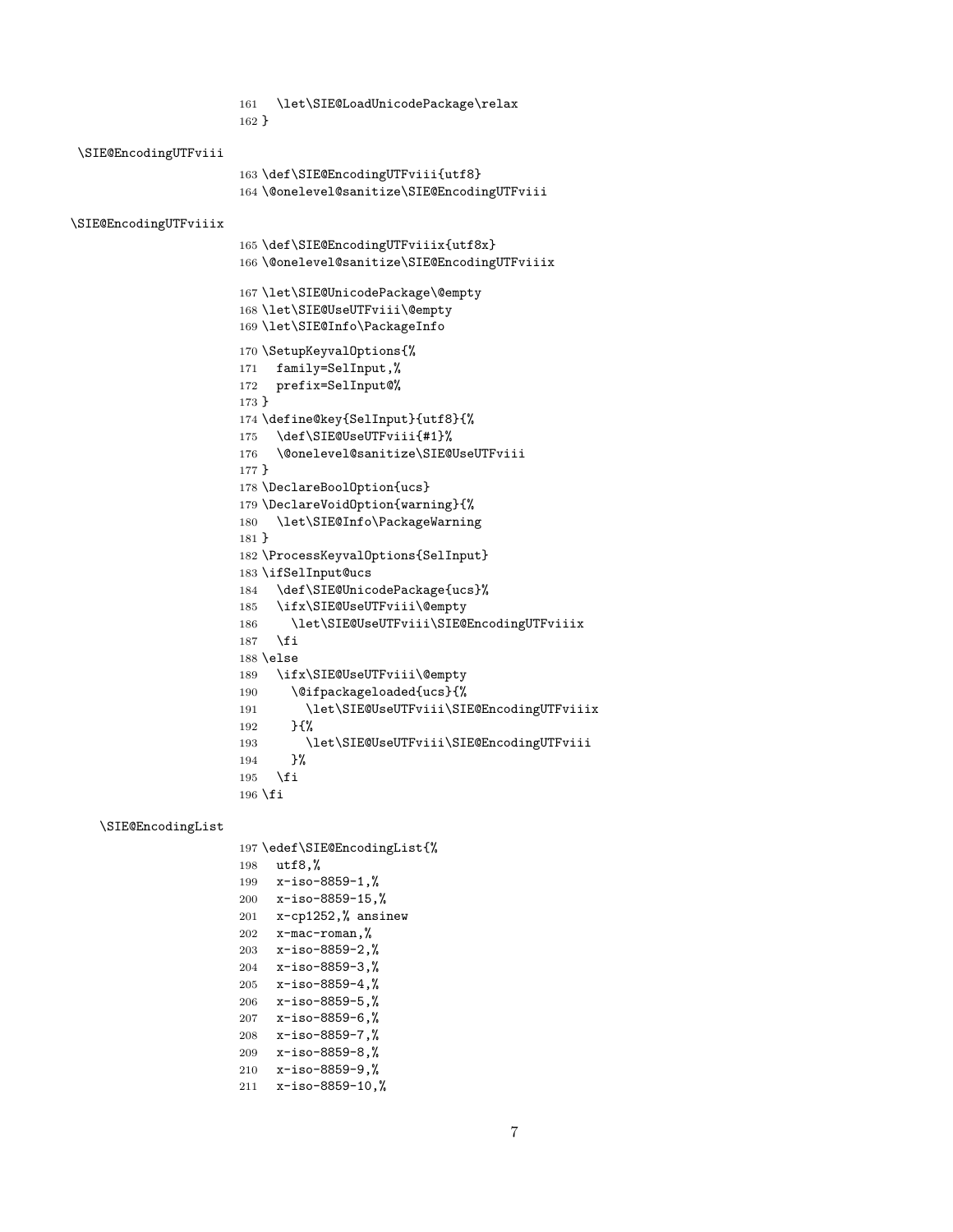```
161   \let\SIE@LoadUnicodePackage\relax
162 }
```

\SIE@EncodingUTFviii

```
163 \def\SIE@EncodingUTFviii{utf8}
164 \@onelevel@sanitize\SIE@EncodingUTFviii
```

\SIE@EncodingUTFviiix

```
165 \def\SIE@EncodingUTFviiix{utf8x}
166 \@onelevel@sanitize\SIE@EncodingUTFviiix

167 \let\SIE@UnicodePackage\@empty
168 \let\SIE@UseUTFviii\@empty
169 \let\SIE@Info\PackageInfo
170 \SetupKeyvalOptions{%
171   family=SelInput,%
172   prefix=SelInput@%
173 }
174 \define@key{SelInput}{utf8}{%
175   \def\SIE@UseUTFviii{#1}%
176   \@onelevel@sanitize\SIE@UseUTFviii
177 }
178 \DeclareBoolOption{ucs}
179 \DeclareVoidOption{warning}{%
180   \let\SIE@Info\PackageWarning
181 }
182 \ProcessKeyvalOptions{SelInput}
183 \ifSelInput@ucs
184   \def\SIE@UnicodePackage{ucs}%
185   \ifx\SIE@UseUTFviii\@empty
186     \let\SIE@UseUTFviii\SIE@EncodingUTFviiix
187   \fi
188 \else
189   \ifx\SIE@UseUTFviii\@empty
190     \@ifpackageloaded{ucs}{%
191       \let\SIE@UseUTFviii\SIE@EncodingUTFviiix
192     }{%
193       \let\SIE@UseUTFviii\SIE@EncodingUTFviii
194     }%
195   \fi
196 \fi
```

\SIE@EncodingList

```
197 \edef\SIE@EncodingList{%
198   utf8,%
199   x-iso-8859-1,%
200   x-iso-8859-15,%
201   x-cp1252,% ansinew
202   x-mac-roman,%
203   x-iso-8859-2,%
204   x-iso-8859-3,%
205   x-iso-8859-4,%
206   x-iso-8859-5,%
207   x-iso-8859-6,%
208   x-iso-8859-7,%
209   x-iso-8859-8,%
210   x-iso-8859-9,%
211   x-iso-8859-10,%
```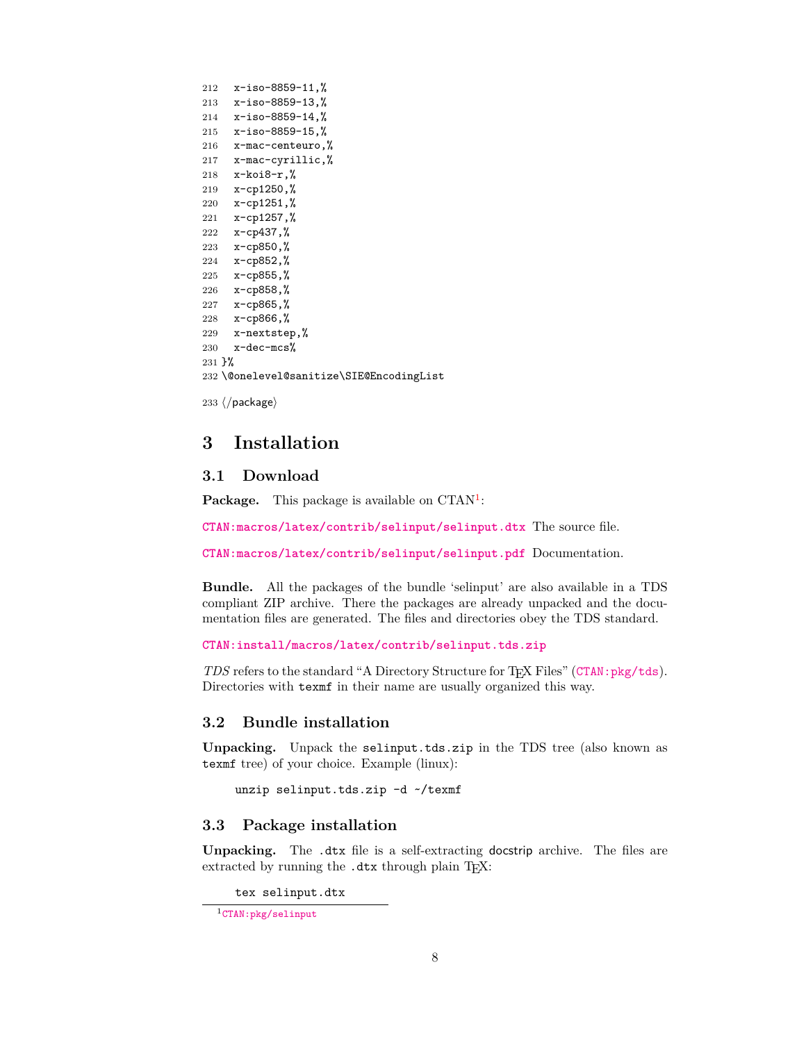```
212   x-iso-8859-11,%
213   x-iso-8859-13,%
214   x-iso-8859-14,%
215   x-iso-8859-15,%
216   x-mac-centeuro,%
217   x-mac-cyrillic,%
218   x-koi8-r,%
219   x-cp1250,%
220   x-cp1251,%
221   x-cp1257,%
222   x-cp437,%
223   x-cp850,%
224   x-cp852,%
225   x-cp855,%
226   x-cp858,%
227   x-cp865,%
228   x-cp866,%
229   x-nextstep,%
230   x-dec-mcs%
231 }%
232 \@onelevel@sanitize\SIE@EncodingList
```

233 ⟨/package⟩

# 3 Installation

## 3.1 Download

**Package.** This package is available on CTAN[1]:

CTAN:macros/latex/contrib/selinput/selinput.dtx The source file.

CTAN:macros/latex/contrib/selinput/selinput.pdf Documentation.

**Bundle.** All the packages of the bundle 'selinput' are also available in a TDS compliant ZIP archive. There the packages are already unpacked and the documentation files are generated. The files and directories obey the TDS standard.

CTAN:install/macros/latex/contrib/selinput.tds.zip

*TDS* refers to the standard "A Directory Structure for TEX Files" (CTAN:pkg/tds). Directories with `texmf` in their name are usually organized this way.

## 3.2 Bundle installation

**Unpacking.** Unpack the `selinput.tds.zip` in the TDS tree (also known as `texmf` tree) of your choice. Example (linux):

```
unzip selinput.tds.zip -d ~/texmf
```

## 3.3 Package installation

**Unpacking.** The `.dtx` file is a self-extracting docstrip archive. The files are extracted by running the `.dtx` through plain TEX:

```
tex selinput.dtx
```

[1] CTAN:pkg/selinput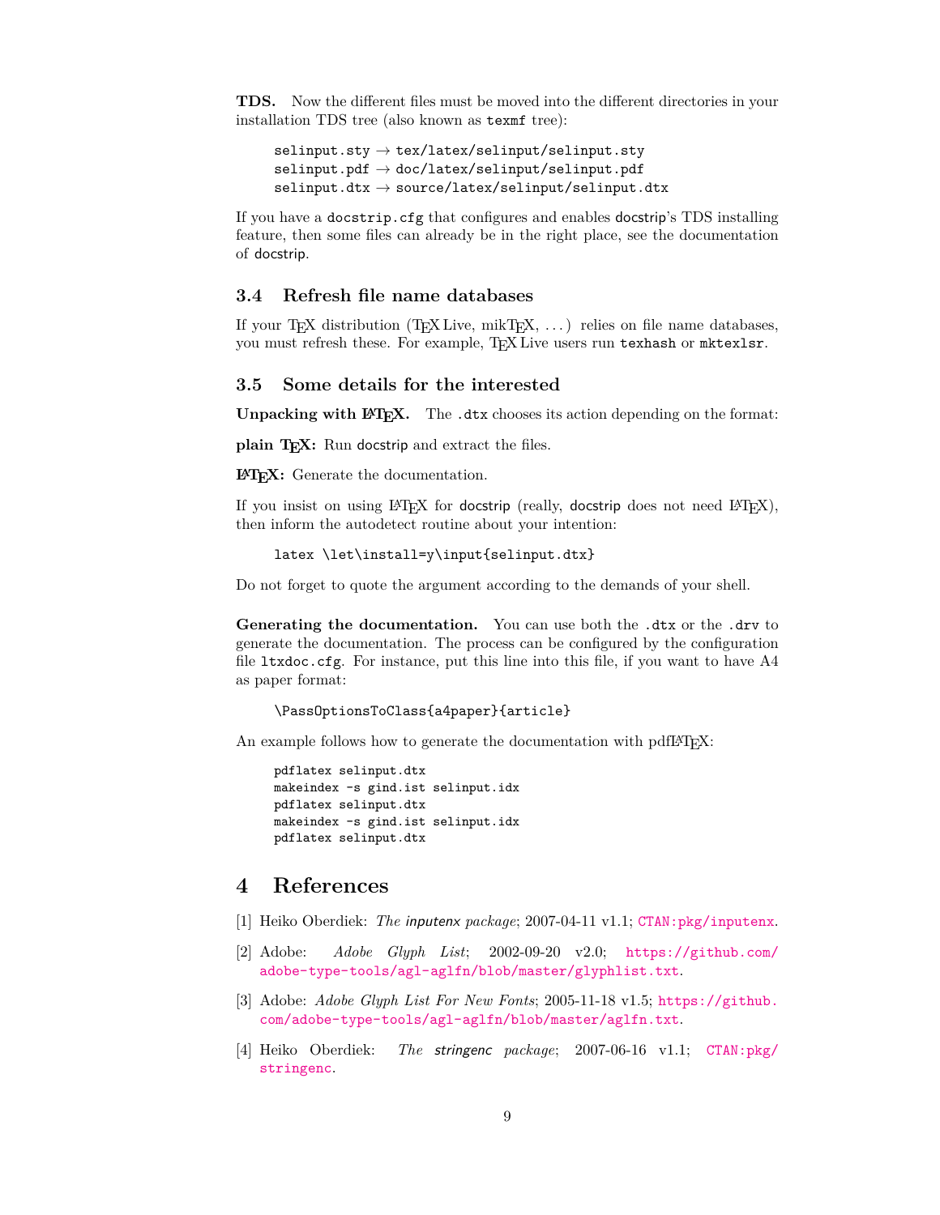**TDS.** Now the different files must be moved into the different directories in your installation TDS tree (also known as `texmf` tree):

```
selinput.sty → tex/latex/selinput/selinput.sty
selinput.pdf → doc/latex/selinput/selinput.pdf
selinput.dtx → source/latex/selinput/selinput.dtx
```

If you have a `docstrip.cfg` that configures and enables docstrip's TDS installing feature, then some files can already be in the right place, see the documentation of docstrip.

### 3.4 Refresh file name databases

If your TeX distribution (TeX Live, mikTeX, ...) relies on file name databases, you must refresh these. For example, TeX Live users run `texhash` or `mktexlsr`.

### 3.5 Some details for the interested

**Unpacking with LaTeX.** The `.dtx` chooses its action depending on the format:

**plain TeX:** Run docstrip and extract the files.

**LaTeX:** Generate the documentation.

If you insist on using LaTeX for docstrip (really, docstrip does not need LaTeX), then inform the autodetect routine about your intention:

```
latex \let\install=y\input{selinput.dtx}
```

Do not forget to quote the argument according to the demands of your shell.

**Generating the documentation.** You can use both the `.dtx` or the `.drv` to generate the documentation. The process can be configured by the configuration file `ltxdoc.cfg`. For instance, put this line into this file, if you want to have A4 as paper format:

```
\PassOptionsToClass{a4paper}{article}
```

An example follows how to generate the documentation with pdfLaTeX:

```
pdflatex selinput.dtx
makeindex -s gind.ist selinput.idx
pdflatex selinput.dtx
makeindex -s gind.ist selinput.idx
pdflatex selinput.dtx
```

## 4 References

[1] Heiko Oberdiek: *The inputenx package*; 2007-04-11 v1.1; CTAN:pkg/inputenx.

[2] Adobe: *Adobe Glyph List*; 2002-09-20 v2.0; https://github.com/adobe-type-tools/agl-aglfn/blob/master/glyphlist.txt.

[3] Adobe: *Adobe Glyph List For New Fonts*; 2005-11-18 v1.5; https://github.com/adobe-type-tools/agl-aglfn/blob/master/aglfn.txt.

[4] Heiko Oberdiek: *The stringenc package*; 2007-06-16 v1.1; CTAN:pkg/stringenc.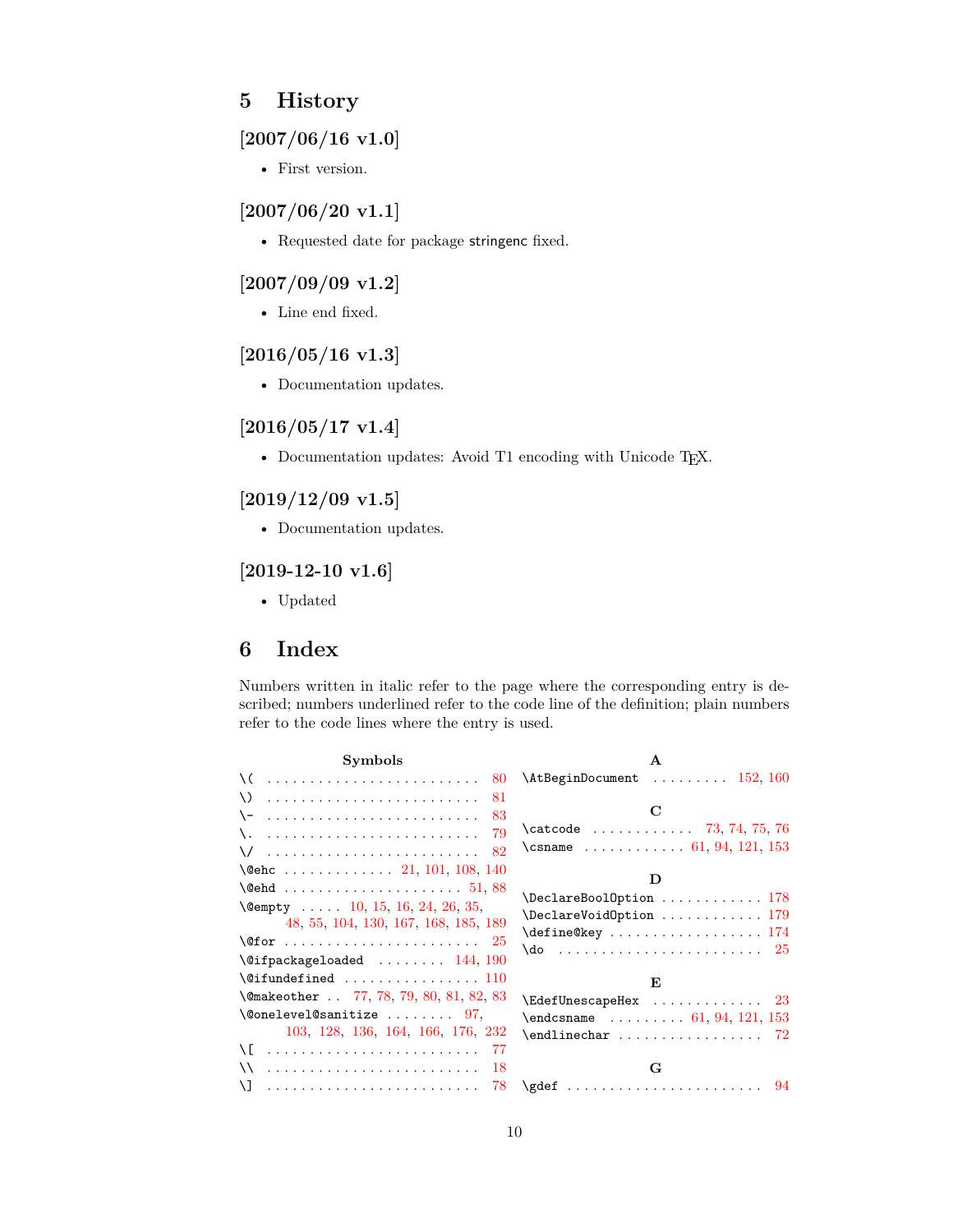# 5 History

## [2007/06/16 v1.0]

- First version.

## [2007/06/20 v1.1]

- Requested date for package stringenc fixed.

## [2007/09/09 v1.2]

- Line end fixed.

## [2016/05/16 v1.3]

- Documentation updates.

## [2016/05/17 v1.4]

- Documentation updates: Avoid T1 encoding with Unicode TEX.

## [2019/12/09 v1.5]

- Documentation updates.

## [2019-12-10 v1.6]

- Updated

# 6 Index

Numbers written in italic refer to the page where the corresponding entry is described; numbers underlined refer to the code line of the definition; plain numbers refer to the code lines where the entry is used.

**Symbols**

- \( . . . . . 80
- \) . . . . . 81
- \- . . . . . 83
- \. . . . . . 79
- \/ . . . . . 82
- \@ehc . . . . . 21, 101, 108, 140
- \@ehd . . . . . 51, 88
- \@empty . . . . . 10, 15, 16, 24, 26, 35, 48, 55, 104, 130, 167, 168, 185, 189
- \@for . . . . . 25
- \@ifpackageloaded . . . . . 144, 190
- \@ifundefined . . . . . 110
- \@makeother . . 77, 78, 79, 80, 81, 82, 83
- \@onelevel@sanitize . . . . . 97, 103, 128, 136, 164, 166, 176, 232
- \[ . . . . . 77
- \\ . . . . . 18
- \] . . . . . 78

**A**

- \AtBeginDocument . . . . . 152, 160

**C**

- \catcode . . . . . 73, 74, 75, 76
- \csname . . . . . 61, 94, 121, 153

**D**

- \DeclareBoolOption . . . . . 178
- \DeclareVoidOption . . . . . 179
- \define@key . . . . . 174
- \do . . . . . 25

**E**

- \EdefUnescapeHex . . . . . 23
- \endcsname . . . . . 61, 94, 121, 153
- \endlinechar . . . . . 72

**G**

- \gdef . . . . . 94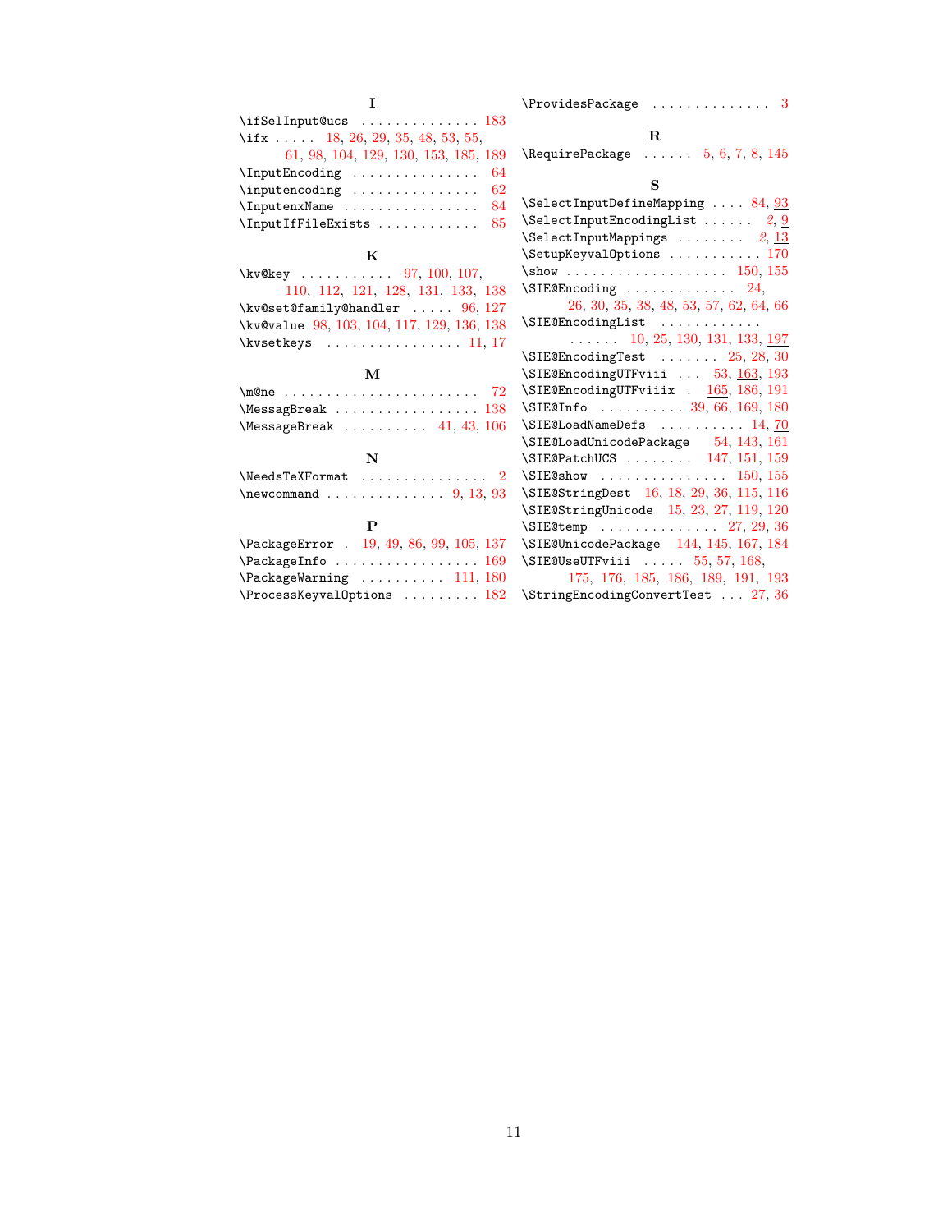**I**

\ifSelInput@ucs . . . . . . . . . . . . . . 183
\ifx . . . . . 18, 26, 29, 35, 48, 53, 55, 61, 98, 104, 129, 130, 153, 185, 189
\InputEncoding . . . . . . . . . . . . . . . 64
\inputencoding . . . . . . . . . . . . . . . 62
\InputenxName . . . . . . . . . . . . . . . . 84
\InputIfFileExists . . . . . . . . . . . . 85

**K**

\kv@key . . . . . . . . . . . 97, 100, 107, 110, 112, 121, 128, 131, 133, 138
\kv@set@family@handler . . . . . 96, 127
\kv@value 98, 103, 104, 117, 129, 136, 138
\kvsetkeys . . . . . . . . . . . . . . . . 11, 17

**M**

\m@ne . . . . . . . . . . . . . . . . . . . . . . . 72
\MessagBreak . . . . . . . . . . . . . . . . . 138
\MessageBreak . . . . . . . . . . 41, 43, 106

**N**

\NeedsTeXFormat . . . . . . . . . . . . . . . 2
\newcommand . . . . . . . . . . . . . . 9, 13, 93

**P**

\PackageError . 19, 49, 86, 99, 105, 137
\PackageInfo . . . . . . . . . . . . . . . . . 169
\PackageWarning . . . . . . . . . . 111, 180
\ProcessKeyvalOptions . . . . . . . . . 182
\ProvidesPackage . . . . . . . . . . . . . . 3

**R**

\RequirePackage . . . . . . 5, 6, 7, 8, 145

**S**

\SelectInputDefineMapping . . . . 84, 93
\SelectInputEncodingList . . . . . . *2*, 9
\SelectInputMappings . . . . . . . . *2*, 13
\SetupKeyvalOptions . . . . . . . . . . . 170
\show . . . . . . . . . . . . . . . . . . . 150, 155
\SIE@Encoding . . . . . . . . . . . . . 24, 26, 30, 35, 38, 48, 53, 57, 62, 64, 66
\SIE@EncodingList . . . . . . . . . . . . . . . . . 10, 25, 130, 131, 133, 197
\SIE@EncodingTest . . . . . . . 25, 28, 30
\SIE@EncodingUTFviii . . . 53, 163, 193
\SIE@EncodingUTFviiix . 165, 186, 191
\SIE@Info . . . . . . . . . . 39, 66, 169, 180
\SIE@LoadNameDefs . . . . . . . . . . 14, 70
\SIE@LoadUnicodePackage 54, 143, 161
\SIE@PatchUCS . . . . . . . . 147, 151, 159
\SIE@show . . . . . . . . . . . . . . . 150, 155
\SIE@StringDest 16, 18, 29, 36, 115, 116
\SIE@StringUnicode 15, 23, 27, 119, 120
\SIE@temp . . . . . . . . . . . . . 27, 29, 36
\SIE@UnicodePackage 144, 145, 167, 184
\SIE@UseUTFviii . . . . . 55, 57, 168, 175, 176, 185, 186, 189, 191, 193
\StringEncodingConvertTest . . . 27, 36